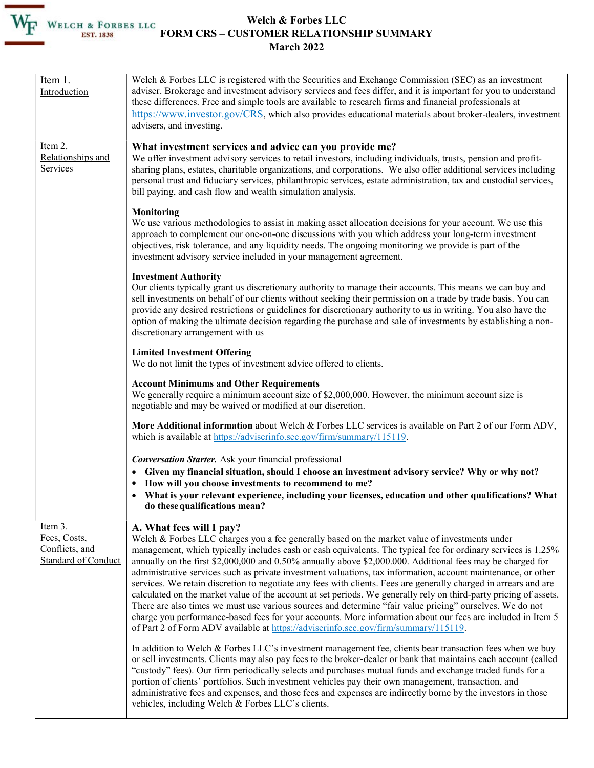# Welch & Forbes LLC
## FORM CRS – CUSTOMER RELATIONSHIP SUMMARY
### March 2022

| | |
|---|---|
| Item 1. Introduction | Welch & Forbes LLC is registered with the Securities and Exchange Commission (SEC) as an investment adviser. Brokerage and investment advisory services and fees differ, and it is important for you to understand these differences. Free and simple tools are available to research firms and financial professionals at https://www.investor.gov/CRS, which also provides educational materials about broker-dealers, investment advisers, and investing. |
| Item 2. Relationships and Services | **What investment services and advice can you provide me?**<br>We offer investment advisory services to retail investors, including individuals, trusts, pension and profit-sharing plans, estates, charitable organizations, and corporations. We also offer additional services including personal trust and fiduciary services, philanthropic services, estate administration, tax and custodial services, bill paying, and cash flow and wealth simulation analysis.<br><br>**Monitoring**<br>We use various methodologies to assist in making asset allocation decisions for your account. We use this approach to complement our one-on-one discussions with you which address your long-term investment objectives, risk tolerance, and any liquidity needs. The ongoing monitoring we provide is part of the investment advisory service included in your management agreement.<br><br>**Investment Authority**<br>Our clients typically grant us discretionary authority to manage their accounts. This means we can buy and sell investments on behalf of our clients without seeking their permission on a trade by trade basis. You can provide any desired restrictions or guidelines for discretionary authority to us in writing. You also have the option of making the ultimate decision regarding the purchase and sale of investments by establishing a non-discretionary arrangement with us<br><br>**Limited Investment Offering**<br>We do not limit the types of investment advice offered to clients.<br><br>**Account Minimums and Other Requirements**<br>We generally require a minimum account size of $2,000,000. However, the minimum account size is negotiable and may be waived or modified at our discretion.<br><br>**More Additional information** about Welch & Forbes LLC services is available on Part 2 of our Form ADV, which is available at https://adviserinfo.sec.gov/firm/summary/115119.<br><br>***Conversation Starter.*** Ask your financial professional—<br>• **Given my financial situation, should I choose an investment advisory service? Why or why not?**<br>• **How will you choose investments to recommend to me?**<br>• **What is your relevant experience, including your licenses, education and other qualifications? What do these qualifications mean?** |
| Item 3. Fees, Costs, Conflicts, and Standard of Conduct | **A. What fees will I pay?**<br>Welch & Forbes LLC charges you a fee generally based on the market value of investments under management, which typically includes cash or cash equivalents. The typical fee for ordinary services is 1.25% annually on the first $2,000,000 and 0.50% annually above $2,000.000. Additional fees may be charged for administrative services such as private investment valuations, tax information, account maintenance, or other services. We retain discretion to negotiate any fees with clients. Fees are generally charged in arrears and are calculated on the market value of the account at set periods. We generally rely on third-party pricing of assets. There are also times we must use various sources and determine "fair value pricing" ourselves. We do not charge you performance-based fees for your accounts. More information about our fees are included in Item 5 of Part 2 of Form ADV available at https://adviserinfo.sec.gov/firm/summary/115119.<br><br>In addition to Welch & Forbes LLC's investment management fee, clients bear transaction fees when we buy or sell investments. Clients may also pay fees to the broker-dealer or bank that maintains each account (called "custody" fees). Our firm periodically selects and purchases mutual funds and exchange traded funds for a portion of clients' portfolios. Such investment vehicles pay their own management, transaction, and administrative fees and expenses, and those fees and expenses are indirectly borne by the investors in those vehicles, including Welch & Forbes LLC's clients. |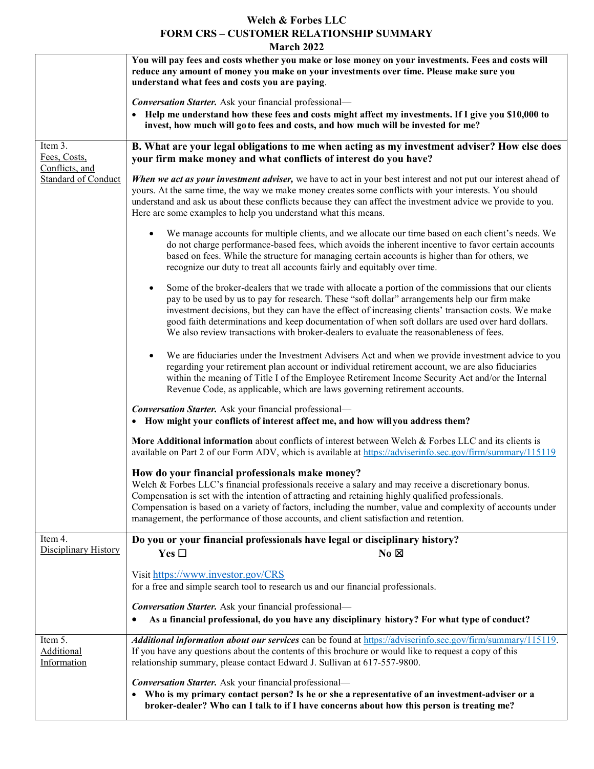**Welch & Forbes LLC**
**FORM CRS – CUSTOMER RELATIONSHIP SUMMARY**
**March 2022**

| | |
|---|---|
| | **You will pay fees and costs whether you make or lose money on your investments. Fees and costs will reduce any amount of money you make on your investments over time. Please make sure you understand what fees and costs you are paying**.<br><br>***Conversation Starter.*** Ask your financial professional—<br>• **Help me understand how these fees and costs might affect my investments. If I give you $10,000 to invest, how much will go to fees and costs, and how much will be invested for me?** |
| Item 3. Fees, Costs, Conflicts, and Standard of Conduct | **B. What are your legal obligations to me when acting as my investment adviser? How else does your firm make money and what conflicts of interest do you have?**<br><br>***When we act as your investment adviser,*** we have to act in your best interest and not put our interest ahead of yours. At the same time, the way we make money creates some conflicts with your interests. You should understand and ask us about these conflicts because they can affect the investment advice we provide to you. Here are some examples to help you understand what this means.<br><br>• We manage accounts for multiple clients, and we allocate our time based on each client's needs. We do not charge performance-based fees, which avoids the inherent incentive to favor certain accounts based on fees. While the structure for managing certain accounts is higher than for others, we recognize our duty to treat all accounts fairly and equitably over time.<br><br>• Some of the broker-dealers that we trade with allocate a portion of the commissions that our clients pay to be used by us to pay for research. These "soft dollar" arrangements help our firm make investment decisions, but they can have the effect of increasing clients' transaction costs. We make good faith determinations and keep documentation of when soft dollars are used over hard dollars. We also review transactions with broker-dealers to evaluate the reasonableness of fees.<br><br>• We are fiduciaries under the Investment Advisers Act and when we provide investment advice to you regarding your retirement plan account or individual retirement account, we are also fiduciaries within the meaning of Title I of the Employee Retirement Income Security Act and/or the Internal Revenue Code, as applicable, which are laws governing retirement accounts.<br><br>***Conversation Starter.*** Ask your financial professional—<br>• **How might your conflicts of interest affect me, and how will you address them?**<br><br>**More Additional information** about conflicts of interest between Welch & Forbes LLC and its clients is available on Part 2 of our Form ADV, which is available at https://adviserinfo.sec.gov/firm/summary/115119<br><br>**How do your financial professionals make money?**<br>Welch & Forbes LLC's financial professionals receive a salary and may receive a discretionary bonus. Compensation is set with the intention of attracting and retaining highly qualified professionals. Compensation is based on a variety of factors, including the number, value and complexity of accounts under management, the performance of those accounts, and client satisfaction and retention. |
| Item 4. Disciplinary History | **Do you or your financial professionals have legal or disciplinary history?**<br>**Yes** ☐ **No** ☒<br><br>Visit https://www.investor.gov/CRS for a free and simple search tool to research us and our financial professionals.<br><br>***Conversation Starter.*** Ask your financial professional—<br>• **As a financial professional, do you have any disciplinary history? For what type of conduct?** |
| Item 5. Additional Information | ***Additional information about our services*** can be found at https://adviserinfo.sec.gov/firm/summary/115119. If you have any questions about the contents of this brochure or would like to request a copy of this relationship summary, please contact Edward J. Sullivan at 617-557-9800.<br><br>***Conversation Starter.*** Ask your financial professional—<br>• **Who is my primary contact person? Is he or she a representative of an investment-adviser or a broker-dealer? Who can I talk to if I have concerns about how this person is treating me?** |